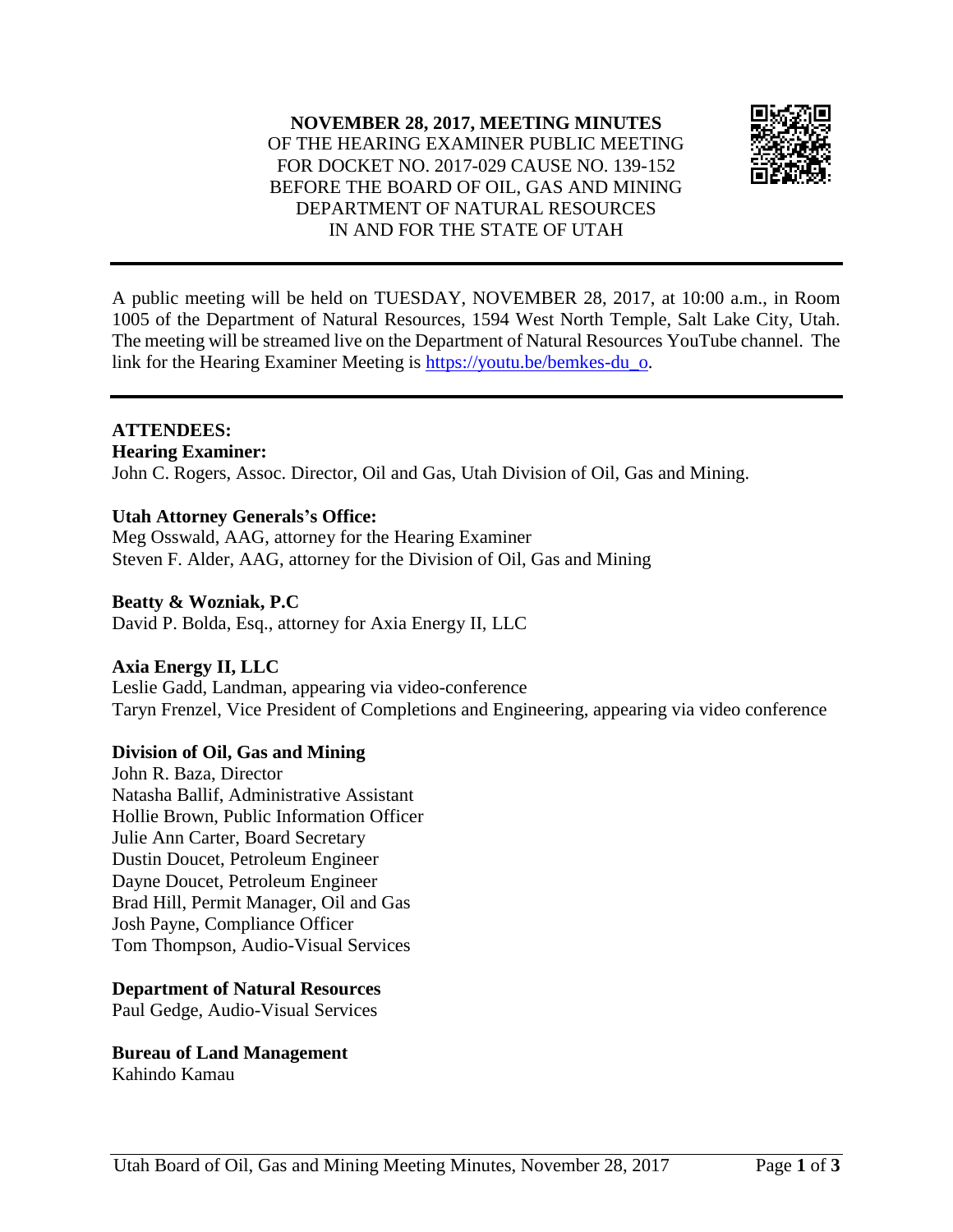**NOVEMBER 28, 2017, MEETING MINUTES**
OF THE HEARING EXAMINER PUBLIC MEETING
FOR DOCKET NO. 2017-029 CAUSE NO. 139-152
BEFORE THE BOARD OF OIL, GAS AND MINING
DEPARTMENT OF NATURAL RESOURCES
IN AND FOR THE STATE OF UTAH

---

A public meeting will be held on TUESDAY, NOVEMBER 28, 2017, at 10:00 a.m., in Room 1005 of the Department of Natural Resources, 1594 West North Temple, Salt Lake City, Utah. The meeting will be streamed live on the Department of Natural Resources YouTube channel. The link for the Hearing Examiner Meeting is https://youtu.be/bemkes-du_o.

---

**ATTENDEES:**

**Hearing Examiner:**
John C. Rogers, Assoc. Director, Oil and Gas, Utah Division of Oil, Gas and Mining.

**Utah Attorney Generals's Office:**
Meg Osswald, AAG, attorney for the Hearing Examiner
Steven F. Alder, AAG, attorney for the Division of Oil, Gas and Mining

**Beatty & Wozniak, P.C**
David P. Bolda, Esq., attorney for Axia Energy II, LLC

**Axia Energy II, LLC**
Leslie Gadd, Landman, appearing via video-conference
Taryn Frenzel, Vice President of Completions and Engineering, appearing via video conference

**Division of Oil, Gas and Mining**
John R. Baza, Director
Natasha Ballif, Administrative Assistant
Hollie Brown, Public Information Officer
Julie Ann Carter, Board Secretary
Dustin Doucet, Petroleum Engineer
Dayne Doucet, Petroleum Engineer
Brad Hill, Permit Manager, Oil and Gas
Josh Payne, Compliance Officer
Tom Thompson, Audio-Visual Services

**Department of Natural Resources**
Paul Gedge, Audio-Visual Services

**Bureau of Land Management**
Kahindo Kamau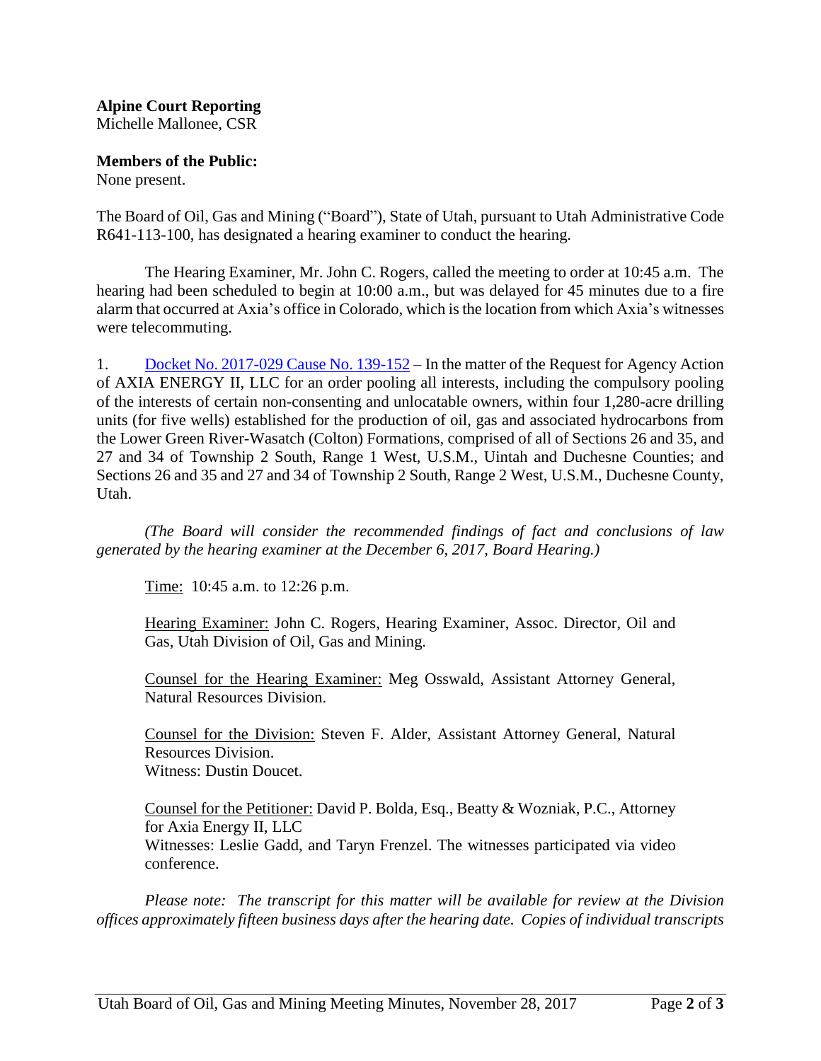**Alpine Court Reporting**
Michelle Mallonee, CSR

**Members of the Public:**
None present.

The Board of Oil, Gas and Mining ("Board"), State of Utah, pursuant to Utah Administrative Code R641-113-100, has designated a hearing examiner to conduct the hearing.

The Hearing Examiner, Mr. John C. Rogers, called the meeting to order at 10:45 a.m. The hearing had been scheduled to begin at 10:00 a.m., but was delayed for 45 minutes due to a fire alarm that occurred at Axia's office in Colorado, which is the location from which Axia's witnesses were telecommuting.

1. Docket No. 2017-029 Cause No. 139-152 – In the matter of the Request for Agency Action of AXIA ENERGY II, LLC for an order pooling all interests, including the compulsory pooling of the interests of certain non-consenting and unlocatable owners, within four 1,280-acre drilling units (for five wells) established for the production of oil, gas and associated hydrocarbons from the Lower Green River-Wasatch (Colton) Formations, comprised of all of Sections 26 and 35, and 27 and 34 of Township 2 South, Range 1 West, U.S.M., Uintah and Duchesne Counties; and Sections 26 and 35 and 27 and 34 of Township 2 South, Range 2 West, U.S.M., Duchesne County, Utah.

*(The Board will consider the recommended findings of fact and conclusions of law generated by the hearing examiner at the December 6, 2017, Board Hearing.)*

Time: 10:45 a.m. to 12:26 p.m.

Hearing Examiner: John C. Rogers, Hearing Examiner, Assoc. Director, Oil and Gas, Utah Division of Oil, Gas and Mining.

Counsel for the Hearing Examiner: Meg Osswald, Assistant Attorney General, Natural Resources Division.

Counsel for the Division: Steven F. Alder, Assistant Attorney General, Natural Resources Division.
Witness: Dustin Doucet.

Counsel for the Petitioner: David P. Bolda, Esq., Beatty & Wozniak, P.C., Attorney for Axia Energy II, LLC
Witnesses: Leslie Gadd, and Taryn Frenzel. The witnesses participated via video conference.

*Please note: The transcript for this matter will be available for review at the Division offices approximately fifteen business days after the hearing date. Copies of individual transcripts*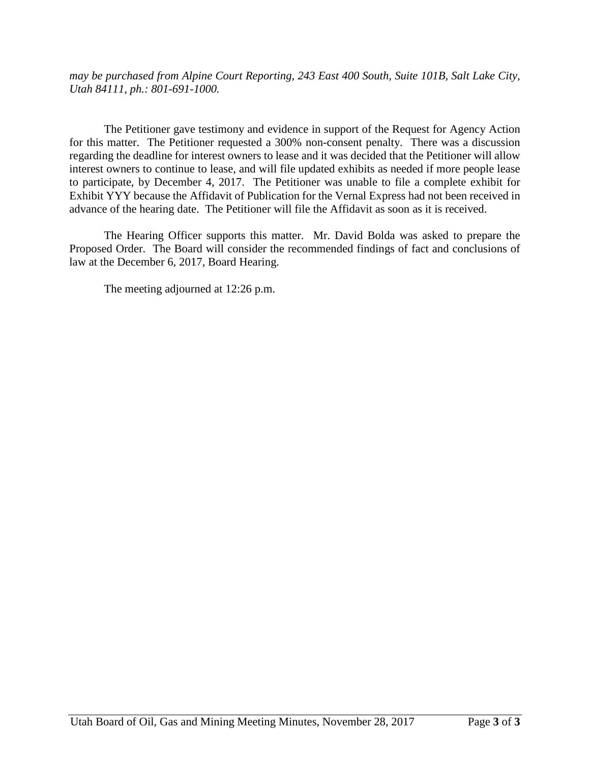*may be purchased from Alpine Court Reporting, 243 East 400 South, Suite 101B, Salt Lake City, Utah 84111, ph.: 801-691-1000.*

The Petitioner gave testimony and evidence in support of the Request for Agency Action for this matter. The Petitioner requested a 300% non-consent penalty. There was a discussion regarding the deadline for interest owners to lease and it was decided that the Petitioner will allow interest owners to continue to lease, and will file updated exhibits as needed if more people lease to participate, by December 4, 2017. The Petitioner was unable to file a complete exhibit for Exhibit YYY because the Affidavit of Publication for the Vernal Express had not been received in advance of the hearing date. The Petitioner will file the Affidavit as soon as it is received.

The Hearing Officer supports this matter. Mr. David Bolda was asked to prepare the Proposed Order. The Board will consider the recommended findings of fact and conclusions of law at the December 6, 2017, Board Hearing.

The meeting adjourned at 12:26 p.m.